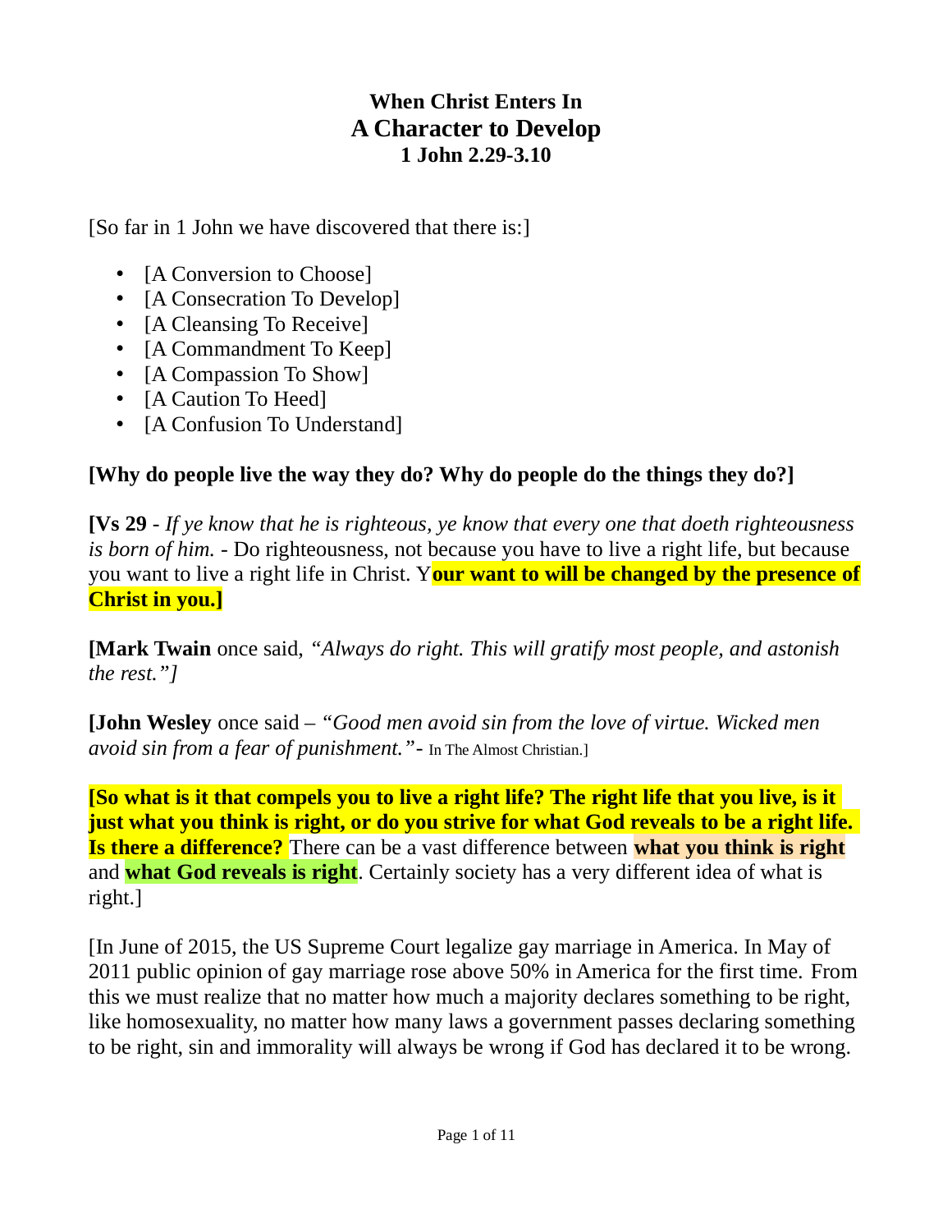# When Christ Enters In
## A Character to Develop
### 1 John 2.29-3.10

[So far in 1 John we have discovered that there is:]

- [A Conversion to Choose]
- [A Consecration To Develop]
- [A Cleansing To Receive]
- [A Commandment To Keep]
- [A Compassion To Show]
- [A Caution To Heed]
- [A Confusion To Understand]

**[Why do people live the way they do? Why do people do the things they do?]**

**[Vs 29** - *If ye know that he is righteous, ye know that every one that doeth righteousness is born of him.* - Do righteousness, not because you have to live a right life, but because you want to live a right life in Christ. Y**our want to will be changed by the presence of Christ in you.]**

**[Mark Twain** once said, *"Always do right. This will gratify most people, and astonish the rest."]*

**[John Wesley** once said – *"Good men avoid sin from the love of virtue. Wicked men avoid sin from a fear of punishment."*- In The Almost Christian.]

**[So what is it that compels you to live a right life? The right life that you live, is it just what you think is right, or do you strive for what God reveals to be a right life. Is there a difference?** There can be a vast difference between **what you think is right** and **what God reveals is right**. Certainly society has a very different idea of what is right.]

[In June of 2015, the US Supreme Court legalize gay marriage in America. In May of 2011 public opinion of gay marriage rose above 50% in America for the first time. From this we must realize that no matter how much a majority declares something to be right, like homosexuality, no matter how many laws a government passes declaring something to be right, sin and immorality will always be wrong if God has declared it to be wrong.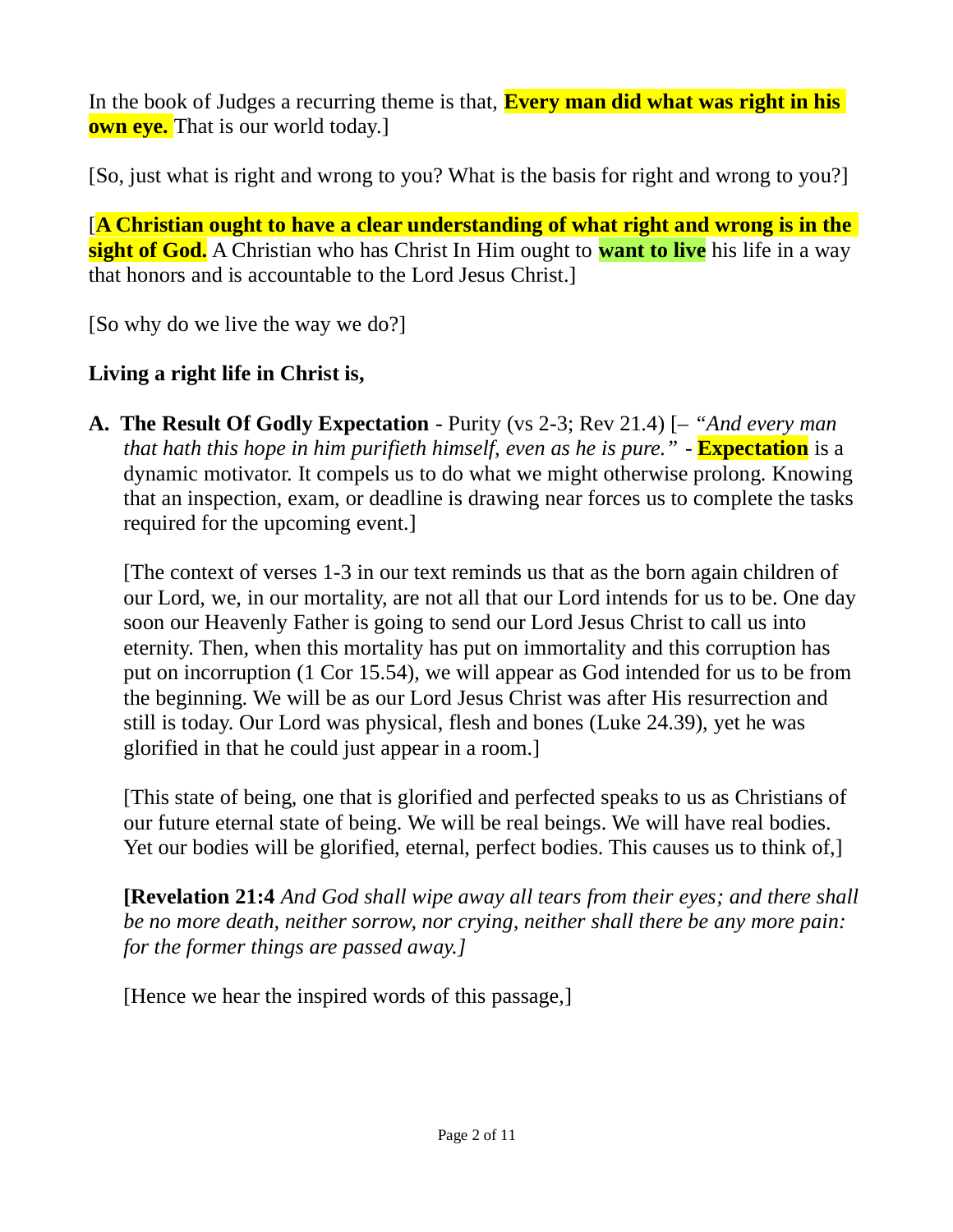In the book of Judges a recurring theme is that, **Every man did what was right in his own eye.** That is our world today.]

[So, just what is right and wrong to you? What is the basis for right and wrong to you?]

[**A Christian ought to have a clear understanding of what right and wrong is in the sight of God.** A Christian who has Christ In Him ought to **want to live** his life in a way that honors and is accountable to the Lord Jesus Christ.]

[So why do we live the way we do?]

**Living a right life in Christ is,**

**A. The Result Of Godly Expectation** - Purity (vs 2-3; Rev 21.4) [– *"And every man that hath this hope in him purifieth himself, even as he is pure."* - **Expectation** is a dynamic motivator. It compels us to do what we might otherwise prolong. Knowing that an inspection, exam, or deadline is drawing near forces us to complete the tasks required for the upcoming event.]

[The context of verses 1-3 in our text reminds us that as the born again children of our Lord, we, in our mortality, are not all that our Lord intends for us to be. One day soon our Heavenly Father is going to send our Lord Jesus Christ to call us into eternity. Then, when this mortality has put on immortality and this corruption has put on incorruption (1 Cor 15.54), we will appear as God intended for us to be from the beginning. We will be as our Lord Jesus Christ was after His resurrection and still is today. Our Lord was physical, flesh and bones (Luke 24.39), yet he was glorified in that he could just appear in a room.]

[This state of being, one that is glorified and perfected speaks to us as Christians of our future eternal state of being. We will be real beings. We will have real bodies. Yet our bodies will be glorified, eternal, perfect bodies. This causes us to think of,]

**[Revelation 21:4** *And God shall wipe away all tears from their eyes; and there shall be no more death, neither sorrow, nor crying, neither shall there be any more pain: for the former things are passed away.]*

[Hence we hear the inspired words of this passage,]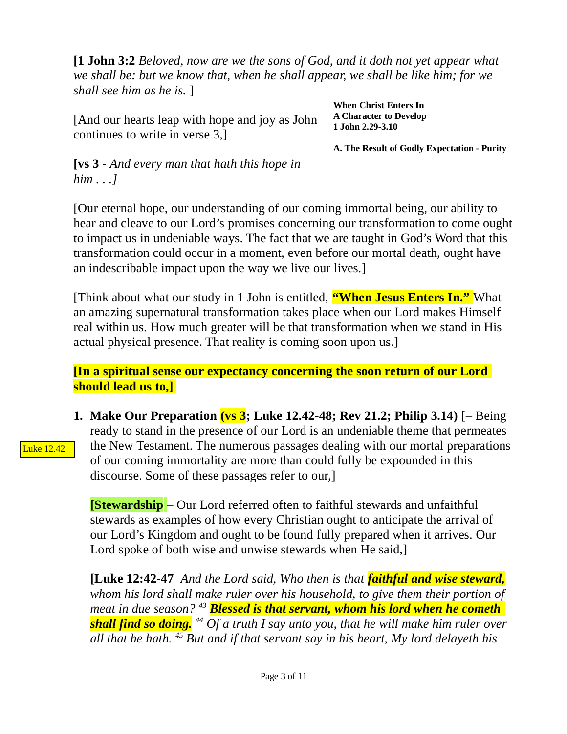**[1 John 3:2** *Beloved, now are we the sons of God, and it doth not yet appear what we shall be: but we know that, when he shall appear, we shall be like him; for we shall see him as he is.* ]

**When Christ Enters In**
**A Character to Develop**
**1 John 2.29-3.10**

**A. The Result of Godly Expectation - Purity**

[And our hearts leap with hope and joy as John continues to write in verse 3,]

**[vs 3** - *And every man that hath this hope in him . . .]*

[Our eternal hope, our understanding of our coming immortal being, our ability to hear and cleave to our Lord's promises concerning our transformation to come ought to impact us in undeniable ways. The fact that we are taught in God's Word that this transformation could occur in a moment, even before our mortal death, ought have an indescribable impact upon the way we live our lives.]

[Think about what our study in 1 John is entitled, **"When Jesus Enters In."** What an amazing supernatural transformation takes place when our Lord makes Himself real within us. How much greater will be that transformation when we stand in His actual physical presence. That reality is coming soon upon us.]

**[In a spiritual sense our expectancy concerning the soon return of our Lord should lead us to,]**

1. **Make Our Preparation (vs 3; Luke 12.42-48; Rev 21.2; Philip 3.14)** [– Being ready to stand in the presence of our Lord is an undeniable theme that permeates the New Testament. The numerous passages dealing with our mortal preparations of our coming immortality are more than could fully be expounded in this discourse. Some of these passages refer to our,]

   Luke 12.42

   **[Stewardship** – Our Lord referred often to faithful stewards and unfaithful stewards as examples of how every Christian ought to anticipate the arrival of our Lord's Kingdom and ought to be found fully prepared when it arrives. Our Lord spoke of both wise and unwise stewards when He said,]

   **[Luke 12:42-47** *And the Lord said, Who then is that* ***faithful and wise steward,*** *whom his lord shall make ruler over his household, to give them their portion of meat in due season?* [43] ***Blessed is that servant, whom his lord when he cometh shall find so doing.*** [44] *Of a truth I say unto you, that he will make him ruler over all that he hath.* [45] *But and if that servant say in his heart, My lord delayeth his*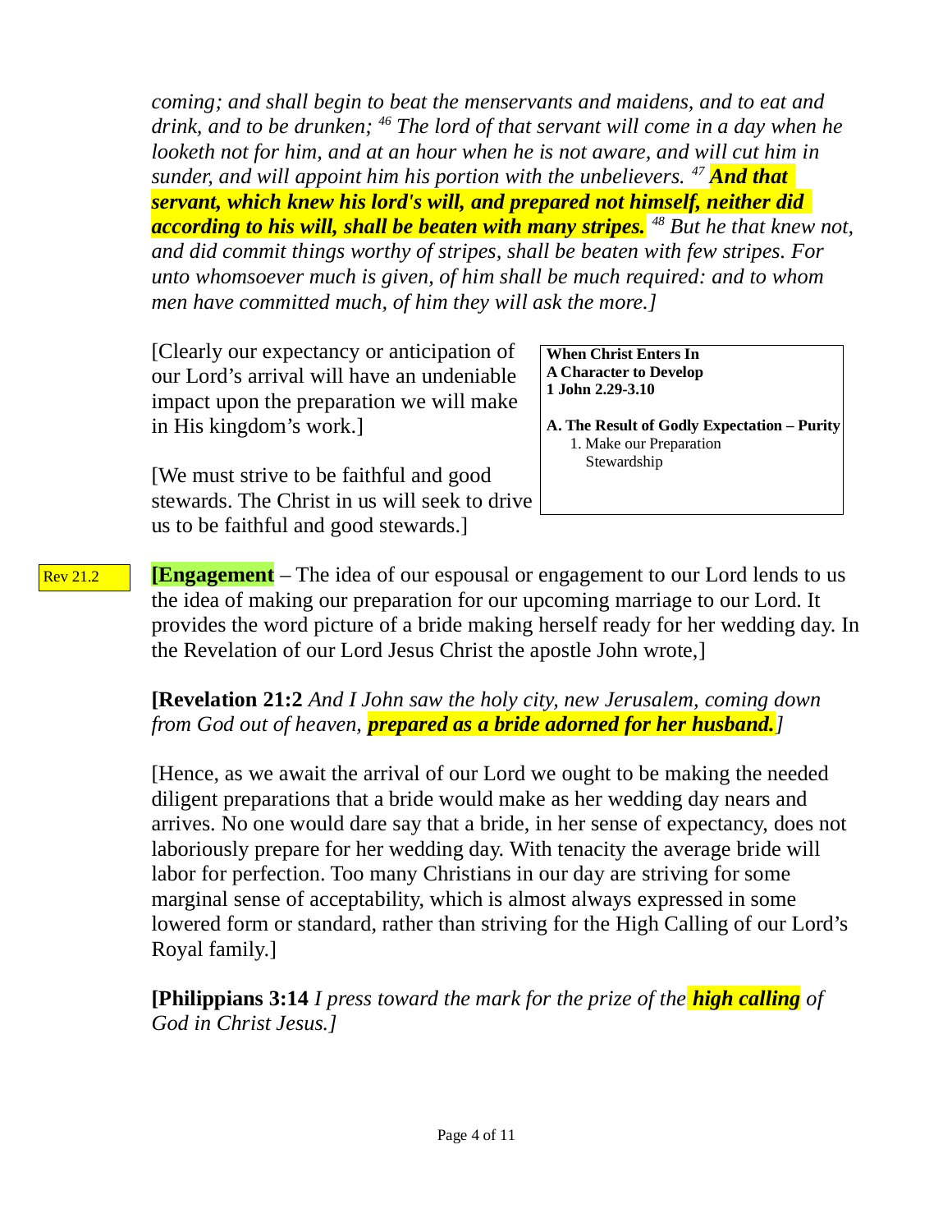*coming; and shall begin to beat the menservants and maidens, and to eat and drink, and to be drunken;* [46] *The lord of that servant will come in a day when he looketh not for him, and at an hour when he is not aware, and will cut him in sunder, and will appoint him his portion with the unbelievers.* [47] ***And that servant, which knew his lord's will, and prepared not himself, neither did according to his will, shall be beaten with many stripes.*** [48] *But he that knew not, and did commit things worthy of stripes, shall be beaten with few stripes. For unto whomsoever much is given, of him shall be much required: and to whom men have committed much, of him they will ask the more.]*

[Clearly our expectancy or anticipation of our Lord's arrival will have an undeniable impact upon the preparation we will make in His kingdom's work.]

**When Christ Enters In**
**A Character to Develop**
**1 John 2.29-3.10**

**A. The Result of Godly Expectation – Purity**
1. Make our Preparation
   Stewardship

[We must strive to be faithful and good stewards. The Christ in us will seek to drive us to be faithful and good stewards.]

Rev 21.2

**[Engagement** – The idea of our espousal or engagement to our Lord lends to us the idea of making our preparation for our upcoming marriage to our Lord. It provides the word picture of a bride making herself ready for her wedding day. In the Revelation of our Lord Jesus Christ the apostle John wrote,]

**[Revelation 21:2** *And I John saw the holy city, new Jerusalem, coming down from God out of heaven,* ***prepared as a bride adorned for her husband.****]*

[Hence, as we await the arrival of our Lord we ought to be making the needed diligent preparations that a bride would make as her wedding day nears and arrives. No one would dare say that a bride, in her sense of expectancy, does not laboriously prepare for her wedding day. With tenacity the average bride will labor for perfection. Too many Christians in our day are striving for some marginal sense of acceptability, which is almost always expressed in some lowered form or standard, rather than striving for the High Calling of our Lord's Royal family.]

**[Philippians 3:14** *I press toward the mark for the prize of the* ***high calling*** *of God in Christ Jesus.]*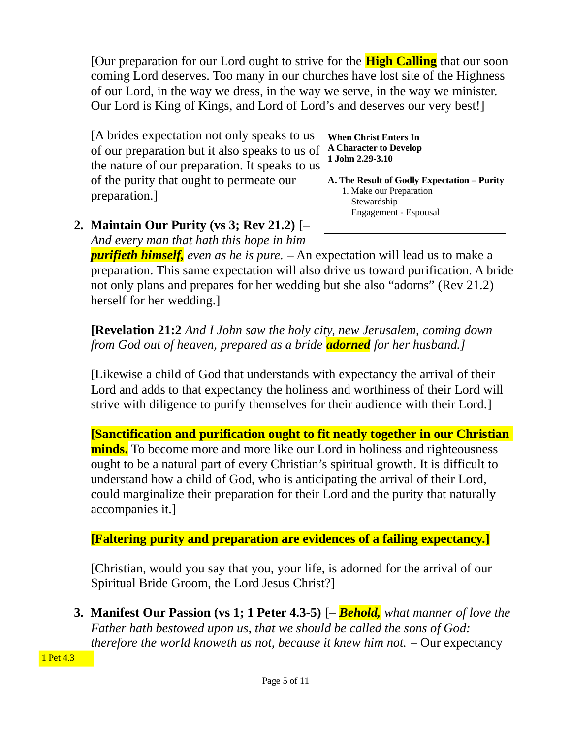[Our preparation for our Lord ought to strive for the **High Calling** that our soon coming Lord deserves. Too many in our churches have lost site of the Highness of our Lord, in the way we dress, in the way we serve, in the way we minister. Our Lord is King of Kings, and Lord of Lord's and deserves our very best!]

[A brides expectation not only speaks to us of our preparation but it also speaks to us of the nature of our preparation. It speaks to us of the purity that ought to permeate our preparation.]

> **When Christ Enters In**
> **A Character to Develop**
> **1 John 2.29-3.10**
>
> **A. The Result of Godly Expectation – Purity**
> 1. Make our Preparation
> Stewardship
> Engagement - Espousal

2. **Maintain Our Purity (vs 3; Rev 21.2)** [– *And every man that hath this hope in him* ***purifieth himself,*** *even as he is pure.* – An expectation will lead us to make a preparation. This same expectation will also drive us toward purification. A bride not only plans and prepares for her wedding but she also "adorns" (Rev 21.2) herself for her wedding.]

   **[Revelation 21:2** *And I John saw the holy city, new Jerusalem, coming down from God out of heaven, prepared as a bride* ***adorned*** *for her husband.]*

   [Likewise a child of God that understands with expectancy the arrival of their Lord and adds to that expectancy the holiness and worthiness of their Lord will strive with diligence to purify themselves for their audience with their Lord.]

   **[Sanctification and purification ought to fit neatly together in our Christian minds.** To become more and more like our Lord in holiness and righteousness ought to be a natural part of every Christian's spiritual growth. It is difficult to understand how a child of God, who is anticipating the arrival of their Lord, could marginalize their preparation for their Lord and the purity that naturally accompanies it.]

   **[Faltering purity and preparation are evidences of a failing expectancy.]**

   [Christian, would you say that you, your life, is adorned for the arrival of our Spiritual Bride Groom, the Lord Jesus Christ?]

3. **Manifest Our Passion (vs 1; 1 Peter 4.3-5)** [– ***Behold,*** *what manner of love the Father hath bestowed upon us, that we should be called the sons of God: therefore the world knoweth us not, because it knew him not.* – Our expectancy

1 Pet 4.3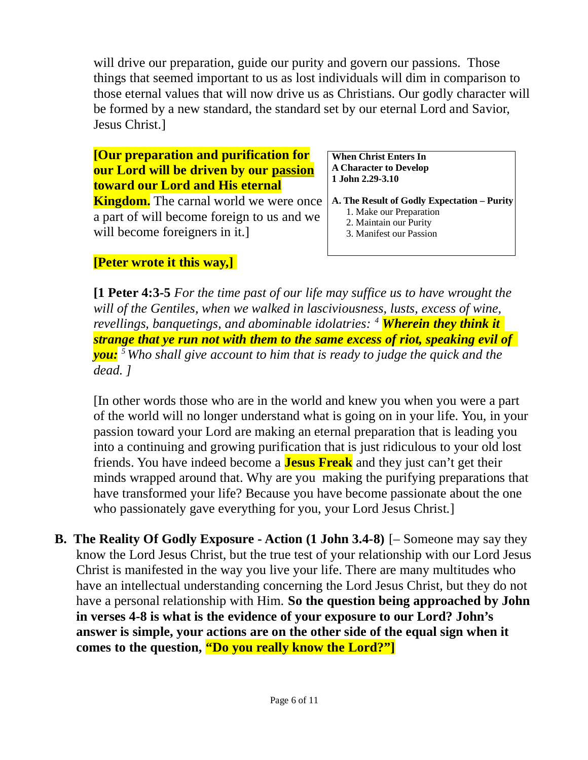will drive our preparation, guide our purity and govern our passions. Those things that seemed important to us as lost individuals will dim in comparison to those eternal values that will now drive us as Christians. Our godly character will be formed by a new standard, the standard set by our eternal Lord and Savior, Jesus Christ.]

**When Christ Enters In**
**A Character to Develop**
**1 John 2.29-3.10**

**A. The Result of Godly Expectation – Purity**
1. Make our Preparation
2. Maintain our Purity
3. Manifest our Passion

**[Our preparation and purification for our Lord will be driven by our passion toward our Lord and His eternal Kingdom.** The carnal world we were once a part of will become foreign to us and we will become foreigners in it.]

**[Peter wrote it this way,]**

**[1 Peter 4:3-5** *For the time past of our life may suffice us to have wrought the will of the Gentiles, when we walked in lasciviousness, lusts, excess of wine, revellings, banquetings, and abominable idolatries: [4]* ***Wherein they think it strange that ye run not with them to the same excess of riot, speaking evil of you:*** *[5] Who shall give account to him that is ready to judge the quick and the dead. ]*

[In other words those who are in the world and knew you when you were a part of the world will no longer understand what is going on in your life. You, in your passion toward your Lord are making an eternal preparation that is leading you into a continuing and growing purification that is just ridiculous to your old lost friends. You have indeed become a **Jesus Freak** and they just can't get their minds wrapped around that. Why are you making the purifying preparations that have transformed your life? Because you have become passionate about the one who passionately gave everything for you, your Lord Jesus Christ.]

**B. The Reality Of Godly Exposure - Action (1 John 3.4-8)** [– Someone may say they know the Lord Jesus Christ, but the true test of your relationship with our Lord Jesus Christ is manifested in the way you live your life. There are many multitudes who have an intellectual understanding concerning the Lord Jesus Christ, but they do not have a personal relationship with Him. **So the question being approached by John in verses 4-8 is what is the evidence of your exposure to our Lord? John's answer is simple, your actions are on the other side of the equal sign when it comes to the question, "Do you really know the Lord?"]**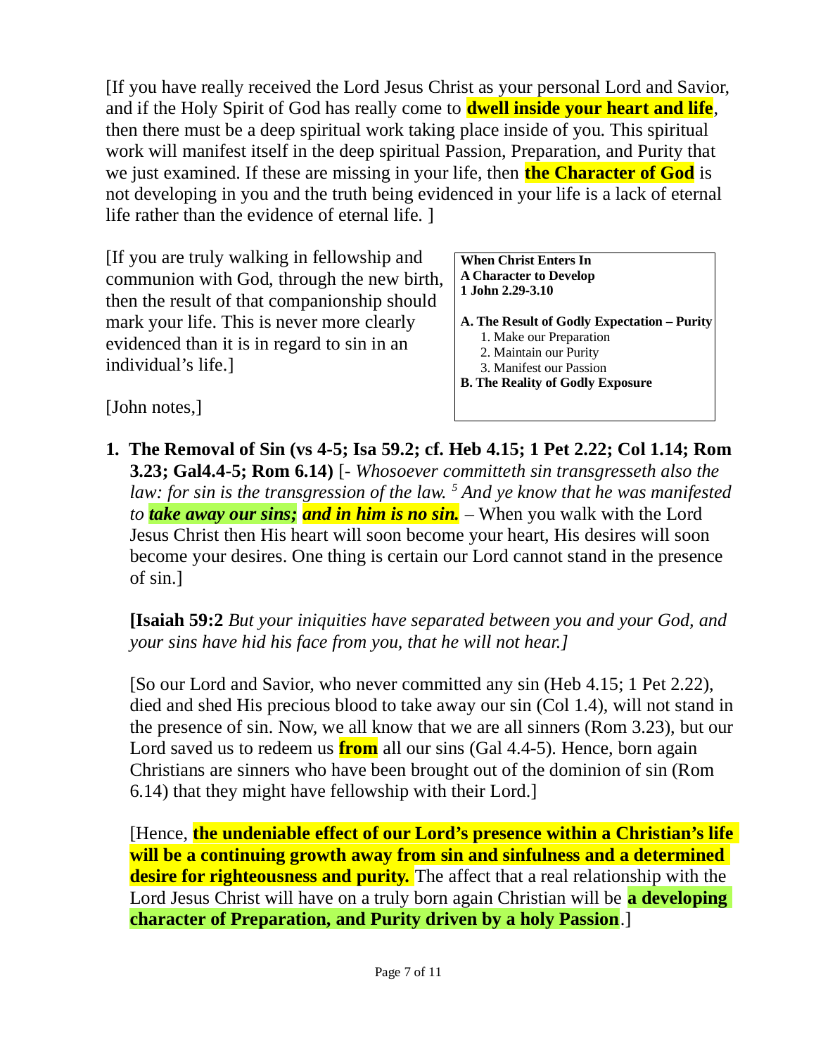[If you have really received the Lord Jesus Christ as your personal Lord and Savior, and if the Holy Spirit of God has really come to **dwell inside your heart and life**, then there must be a deep spiritual work taking place inside of you. This spiritual work will manifest itself in the deep spiritual Passion, Preparation, and Purity that we just examined. If these are missing in your life, then **the Character of God** is not developing in you and the truth being evidenced in your life is a lack of eternal life rather than the evidence of eternal life. ]

[If you are truly walking in fellowship and communion with God, through the new birth, then the result of that companionship should mark your life. This is never more clearly evidenced than it is in regard to sin in an individual's life.]

**When Christ Enters In**
**A Character to Develop**
**1 John 2.29-3.10**

**A. The Result of Godly Expectation – Purity**
1. Make our Preparation
2. Maintain our Purity
3. Manifest our Passion

**B. The Reality of Godly Exposure**

[John notes,]

1. **The Removal of Sin (vs 4-5; Isa 59.2; cf. Heb 4.15; 1 Pet 2.22; Col 1.14; Rom 3.23; Gal4.4-5; Rom 6.14)** [- *Whosoever committeth sin transgresseth also the law: for sin is the transgression of the law.* [5] *And ye know that he was manifested to* ***take away our sins;*** ***and in him is no sin.*** – When you walk with the Lord Jesus Christ then His heart will soon become your heart, His desires will soon become your desires. One thing is certain our Lord cannot stand in the presence of sin.]

   **[Isaiah 59:2** *But your iniquities have separated between you and your God, and your sins have hid his face from you, that he will not hear.]*

   [So our Lord and Savior, who never committed any sin (Heb 4.15; 1 Pet 2.22), died and shed His precious blood to take away our sin (Col 1.4), will not stand in the presence of sin. Now, we all know that we are all sinners (Rom 3.23), but our Lord saved us to redeem us **from** all our sins (Gal 4.4-5). Hence, born again Christians are sinners who have been brought out of the dominion of sin (Rom 6.14) that they might have fellowship with their Lord.]

   [Hence, **the undeniable effect of our Lord's presence within a Christian's life will be a continuing growth away from sin and sinfulness and a determined desire for righteousness and purity.** The affect that a real relationship with the Lord Jesus Christ will have on a truly born again Christian will be **a developing character of Preparation, and Purity driven by a holy Passion**.]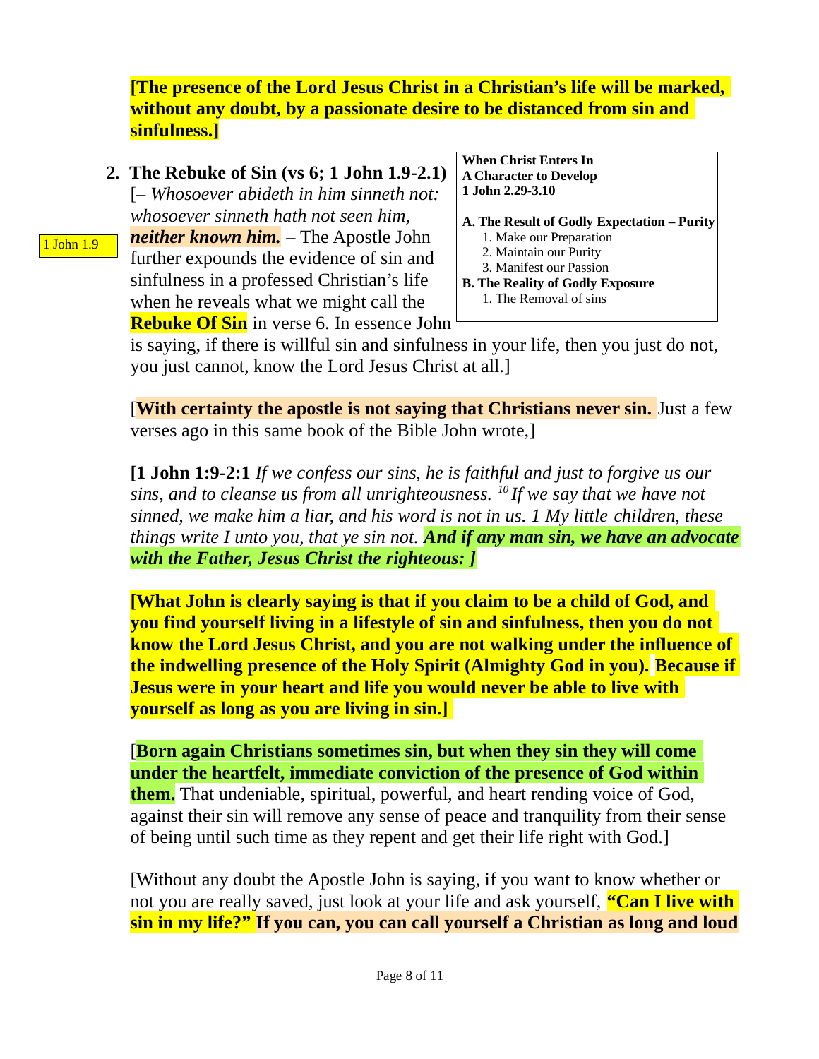**[The presence of the Lord Jesus Christ in a Christian's life will be marked, without any doubt, by a passionate desire to be distanced from sin and sinfulness.]**

> **When Christ Enters In**
> **A Character to Develop**
> **1 John 2.29-3.10**
>
> **A. The Result of Godly Expectation – Purity**
> 1. Make our Preparation
> 2. Maintain our Purity
> 3. Manifest our Passion
>
> **B. The Reality of Godly Exposure**
> 1. The Removal of sins

2. **The Rebuke of Sin (vs 6; 1 John 1.9-2.1)** [– *Whosoever abideth in him sinneth not: whosoever sinneth hath not seen him,* ***neither known him.*** – The Apostle John further expounds the evidence of sin and sinfulness in a professed Christian's life when he reveals what we might call the **Rebuke Of Sin** in verse 6. In essence John is saying, if there is willful sin and sinfulness in your life, then you just do not, you just cannot, know the Lord Jesus Christ at all.]

1 John 1.9

[**With certainty the apostle is not saying that Christians never sin.** Just a few verses ago in this same book of the Bible John wrote,]

**[1 John 1:9-2:1** *If we confess our sins, he is faithful and just to forgive us our sins, and to cleanse us from all unrighteousness. [10] If we say that we have not sinned, we make him a liar, and his word is not in us. 1 My little children, these things write I unto you, that ye sin not.* ***And if any man sin, we have an advocate with the Father, Jesus Christ the righteous: ]***

**[What John is clearly saying is that if you claim to be a child of God, and you find yourself living in a lifestyle of sin and sinfulness, then you do not know the Lord Jesus Christ, and you are not walking under the influence of the indwelling presence of the Holy Spirit (Almighty God in you). Because if Jesus were in your heart and life you would never be able to live with yourself as long as you are living in sin.]**

[**Born again Christians sometimes sin, but when they sin they will come under the heartfelt, immediate conviction of the presence of God within them.** That undeniable, spiritual, powerful, and heart rending voice of God, against their sin will remove any sense of peace and tranquility from their sense of being until such time as they repent and get their life right with God.]

[Without any doubt the Apostle John is saying, if you want to know whether or not you are really saved, just look at your life and ask yourself, **"Can I live with sin in my life?" If you can, you can call yourself a Christian as long and loud**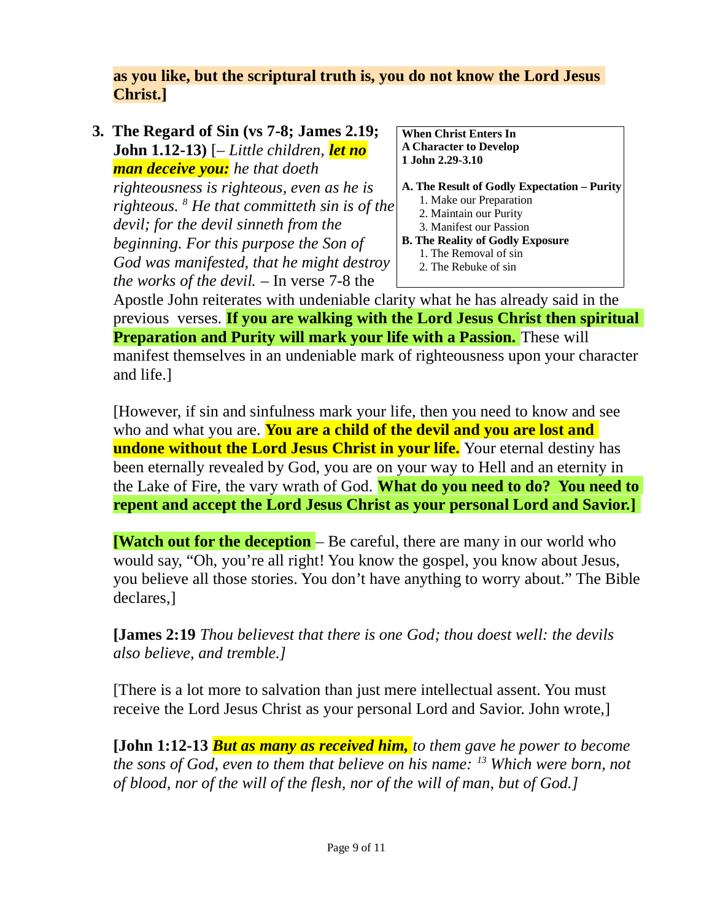**as you like, but the scriptural truth is, you do not know the Lord Jesus Christ.]**

> **When Christ Enters In**
> **A Character to Develop**
> **1 John 2.29-3.10**
>
> **A. The Result of Godly Expectation – Purity**
> 1. Make our Preparation
> 2. Maintain our Purity
> 3. Manifest our Passion
>
> **B. The Reality of Godly Exposure**
> 1. The Removal of sin
> 2. The Rebuke of sin

3. **The Regard of Sin (vs 7-8; James 2.19; John 1.12-13)** [– *Little children, **let no man deceive you:** he that doeth righteousness is righteous, even as he is righteous. [8] He that committeth sin is of the devil; for the devil sinneth from the beginning. For this purpose the Son of God was manifested, that he might destroy the works of the devil.* – In verse 7-8 the Apostle John reiterates with undeniable clarity what he has already said in the previous verses. **If you are walking with the Lord Jesus Christ then spiritual Preparation and Purity will mark your life with a Passion.** These will manifest themselves in an undeniable mark of righteousness upon your character and life.]

   [However, if sin and sinfulness mark your life, then you need to know and see who and what you are. **You are a child of the devil and you are lost and undone without the Lord Jesus Christ in your life.** Your eternal destiny has been eternally revealed by God, you are on your way to Hell and an eternity in the Lake of Fire, the vary wrath of God. **What do you need to do? You need to repent and accept the Lord Jesus Christ as your personal Lord and Savior.]**

   **[Watch out for the deception** – Be careful, there are many in our world who would say, "Oh, you're all right! You know the gospel, you know about Jesus, you believe all those stories. You don't have anything to worry about." The Bible declares,]

   **[James 2:19** *Thou believest that there is one God; thou doest well: the devils also believe, and tremble.]*

   [There is a lot more to salvation than just mere intellectual assent. You must receive the Lord Jesus Christ as your personal Lord and Savior. John wrote,]

   **[John 1:12-13** ***But as many as received him,*** *to them gave he power to become the sons of God, even to them that believe on his name: [13] Which were born, not of blood, nor of the will of the flesh, nor of the will of man, but of God.]*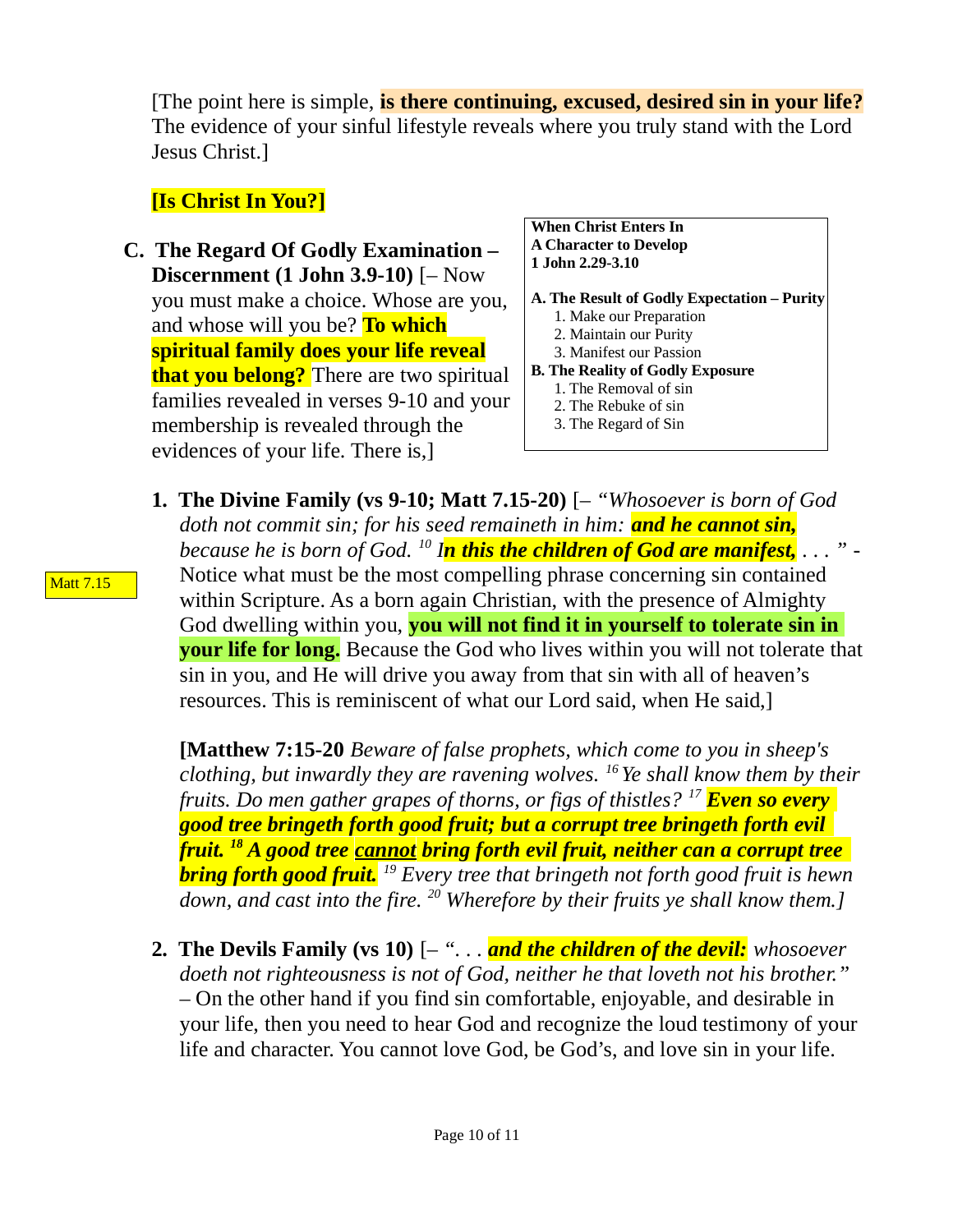[The point here is simple, **is there continuing, excused, desired sin in your life?** The evidence of your sinful lifestyle reveals where you truly stand with the Lord Jesus Christ.]

**[Is Christ In You?]**

> **When Christ Enters In**
> **A Character to Develop**
> **1 John 2.29-3.10**
>
> **A. The Result of Godly Expectation – Purity**
> 1. Make our Preparation
> 2. Maintain our Purity
> 3. Manifest our Passion
>
> **B. The Reality of Godly Exposure**
> 1. The Removal of sin
> 2. The Rebuke of sin
> 3. The Regard of Sin

**C. The Regard Of Godly Examination – Discernment (1 John 3.9-10)** [– Now you must make a choice. Whose are you, and whose will you be? **To which spiritual family does your life reveal that you belong?** There are two spiritual families revealed in verses 9-10 and your membership is revealed through the evidences of your life. There is,]

1. **The Divine Family (vs 9-10; Matt 7.15-20)** [– *"Whosoever is born of God doth not commit sin; for his seed remaineth in him:* ***and he cannot sin,*** *because he is born of God.* [10] *I**n this the children of God are manifest,*** *. . . "* - Notice what must be the most compelling phrase concerning sin contained within Scripture. As a born again Christian, with the presence of Almighty God dwelling within you, **you will not find it in yourself to tolerate sin in your life for long.** Because the God who lives within you will not tolerate that sin in you, and He will drive you away from that sin with all of heaven's resources. This is reminiscent of what our Lord said, when He said,]

   Matt 7.15

   **[Matthew 7:15-20** *Beware of false prophets, which come to you in sheep's clothing, but inwardly they are ravening wolves.* [16] *Ye shall know them by their fruits. Do men gather grapes of thorns, or figs of thistles?* [17] ***Even so every good tree bringeth forth good fruit; but a corrupt tree bringeth forth evil fruit.*** [18] ***A good tree <u>cannot</u> bring forth evil fruit, neither can a corrupt tree bring forth good fruit.*** [19] *Every tree that bringeth not forth good fruit is hewn down, and cast into the fire.* [20] *Wherefore by their fruits ye shall know them.]*

2. **The Devils Family (vs 10)** [– *". . .* ***and the children of the devil:*** *whosoever doeth not righteousness is not of God, neither he that loveth not his brother."* – On the other hand if you find sin comfortable, enjoyable, and desirable in your life, then you need to hear God and recognize the loud testimony of your life and character. You cannot love God, be God's, and love sin in your life.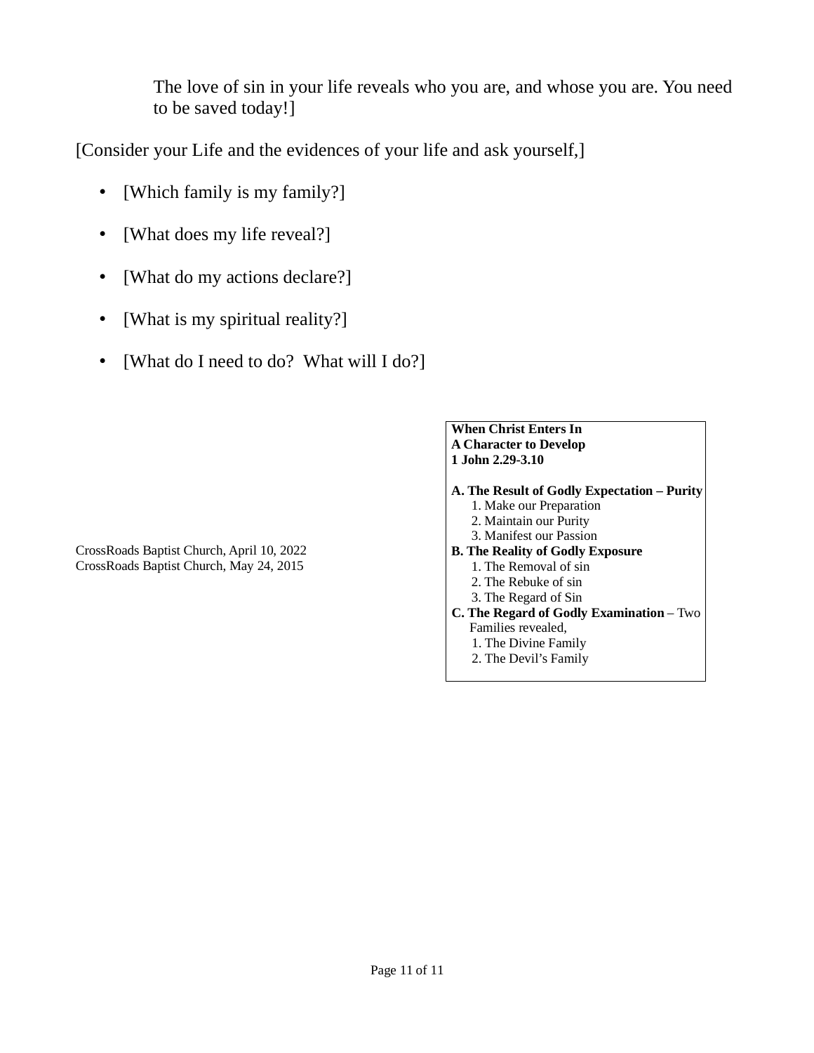The love of sin in your life reveals who you are, and whose you are. You need to be saved today!]

[Consider your Life and the evidences of your life and ask yourself,]

- [Which family is my family?]
- [What does my life reveal?]
- [What do my actions declare?]
- [What is my spiritual reality?]
- [What do I need to do? What will I do?]

CrossRoads Baptist Church, April 10, 2022
CrossRoads Baptist Church, May 24, 2015

**When Christ Enters In**
**A Character to Develop**
**1 John 2.29-3.10**

**A. The Result of Godly Expectation – Purity**
1. Make our Preparation
2. Maintain our Purity
3. Manifest our Passion

**B. The Reality of Godly Exposure**
1. The Removal of sin
2. The Rebuke of sin
3. The Regard of Sin

**C. The Regard of Godly Examination** – Two Families revealed,
1. The Divine Family
2. The Devil's Family